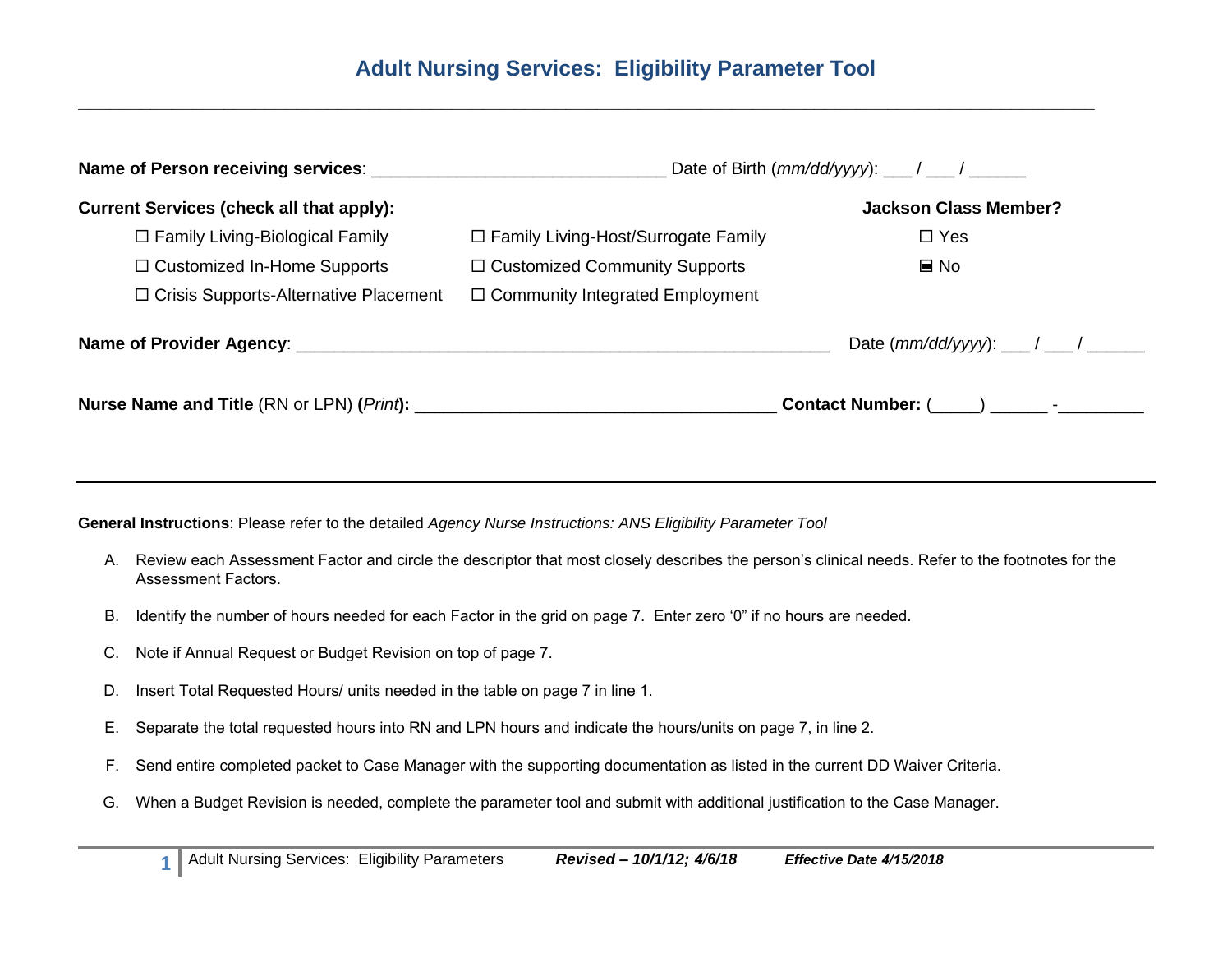# Adult Nursing Services: Eligibility Parameter Tool

---

**Name of Person receiving services**: ______________________________ Date of Birth (*mm/dd/yyyy*): ___ / ___ / ______

**Current Services (check all that apply):**

☐ Family Living-Biological Family ☐ Family Living-Host/Surrogate Family

☐ Customized In-Home Supports ☐ Customized Community Supports

☐ Crisis Supports-Alternative Placement ☐ Community Integrated Employment

**Jackson Class Member?**

☐ Yes

▣ No

**Name of Provider Agency**: _________________________________________________________ Date (*mm/dd/yyyy*): ___ / ___ / ______

**Nurse Name and Title** (RN or LPN) **(***Print***):** _____________________________________ **Contact Number:** (_____) ______ -_________

---

**General Instructions**: Please refer to the detailed *Agency Nurse Instructions: ANS Eligibility Parameter Tool*

A. Review each Assessment Factor and circle the descriptor that most closely describes the person's clinical needs. Refer to the footnotes for the Assessment Factors.

B. Identify the number of hours needed for each Factor in the grid on page 7. Enter zero '0" if no hours are needed.

C. Note if Annual Request or Budget Revision on top of page 7.

D. Insert Total Requested Hours/ units needed in the table on page 7 in line 1.

E. Separate the total requested hours into RN and LPN hours and indicate the hours/units on page 7, in line 2.

F. Send entire completed packet to Case Manager with the supporting documentation as listed in the current DD Waiver Criteria.

G. When a Budget Revision is needed, complete the parameter tool and submit with additional justification to the Case Manager.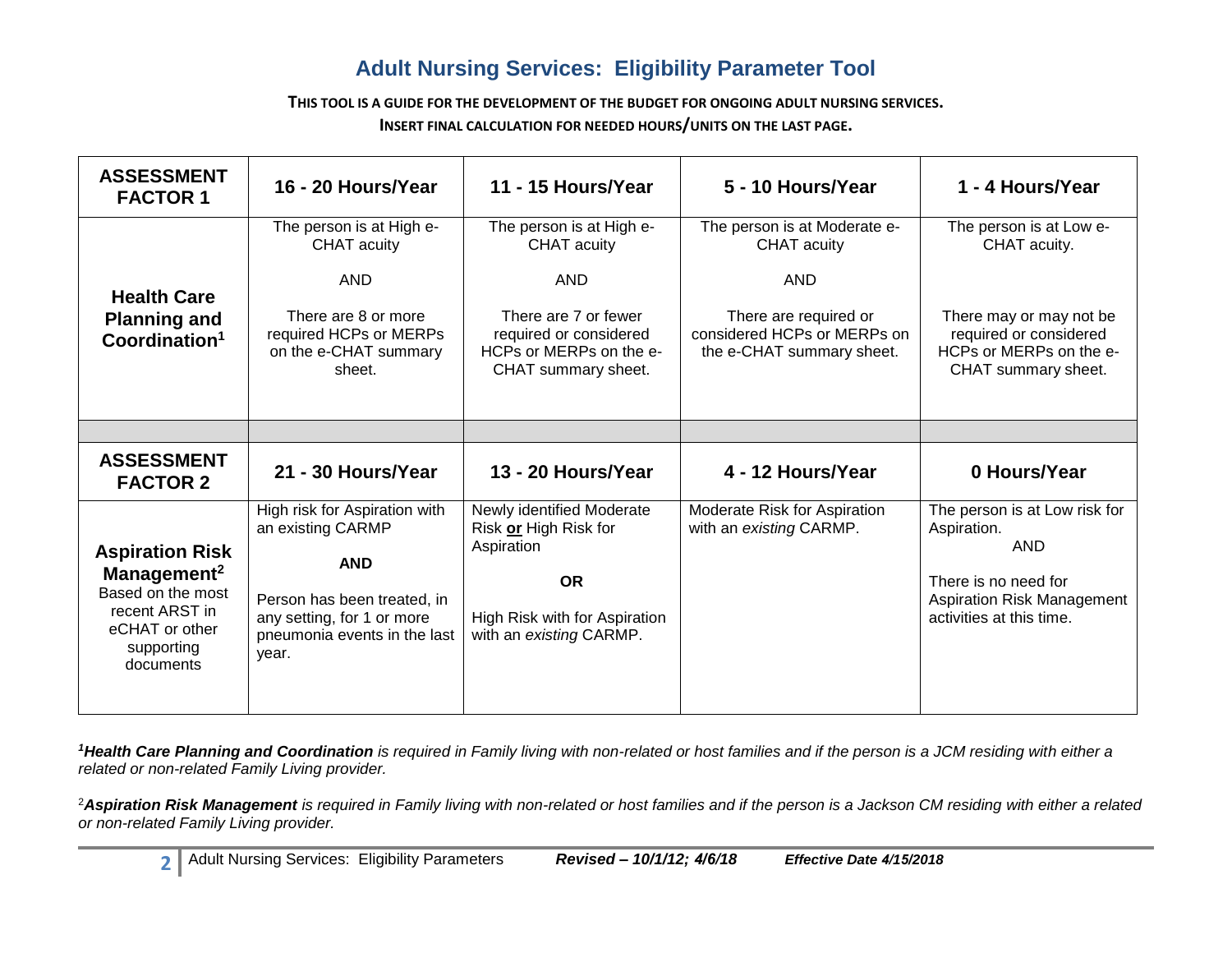# Adult Nursing Services: Eligibility Parameter Tool

**THIS TOOL IS A GUIDE FOR THE DEVELOPMENT OF THE BUDGET FOR ONGOING ADULT NURSING SERVICES.**
**INSERT FINAL CALCULATION FOR NEEDED HOURS/UNITS ON THE LAST PAGE.**

| **ASSESSMENT FACTOR 1** | **16 - 20 Hours/Year** | **11 - 15 Hours/Year** | **5 - 10 Hours/Year** | **1 - 4 Hours/Year** |
|---|---|---|---|---|
| **Health Care Planning and Coordination[1]** | The person is at High e-CHAT acuity<br><br>AND<br><br>There are 8 or more required HCPs or MERPs on the e-CHAT summary sheet. | The person is at High e-CHAT acuity<br><br>AND<br><br>There are 7 or fewer required or considered HCPs or MERPs on the e-CHAT summary sheet. | The person is at Moderate e-CHAT acuity<br><br>AND<br><br>There are required or considered HCPs or MERPs on the e-CHAT summary sheet. | The person is at Low e-CHAT acuity.<br><br>There may or may not be required or considered HCPs or MERPs on the e-CHAT summary sheet. |
| | | | | |
| **ASSESSMENT FACTOR 2** | **21 - 30 Hours/Year** | **13 - 20 Hours/Year** | **4 - 12 Hours/Year** | **0 Hours/Year** |
| **Aspiration Risk Management[2]**<br>Based on the most recent ARST in eCHAT or other supporting documents | High risk for Aspiration with an existing CARMP<br><br>**AND**<br><br>Person has been treated, in any setting, for 1 or more pneumonia events in the last year. | Newly identified Moderate Risk **or** High Risk for Aspiration<br><br>**OR**<br><br>High Risk with for Aspiration with an *existing* CARMP. | Moderate Risk for Aspiration with an *existing* CARMP. | The person is at Low risk for Aspiration.<br>AND<br><br>There is no need for Aspiration Risk Management activities at this time. |

[1]***Health Care Planning and Coordination*** *is required in Family living with non-related or host families and if the person is a JCM residing with either a related or non-related Family Living provider.*

[2]***Aspiration Risk Management*** *is required in Family living with non-related or host families and if the person is a Jackson CM residing with either a related or non-related Family Living provider.*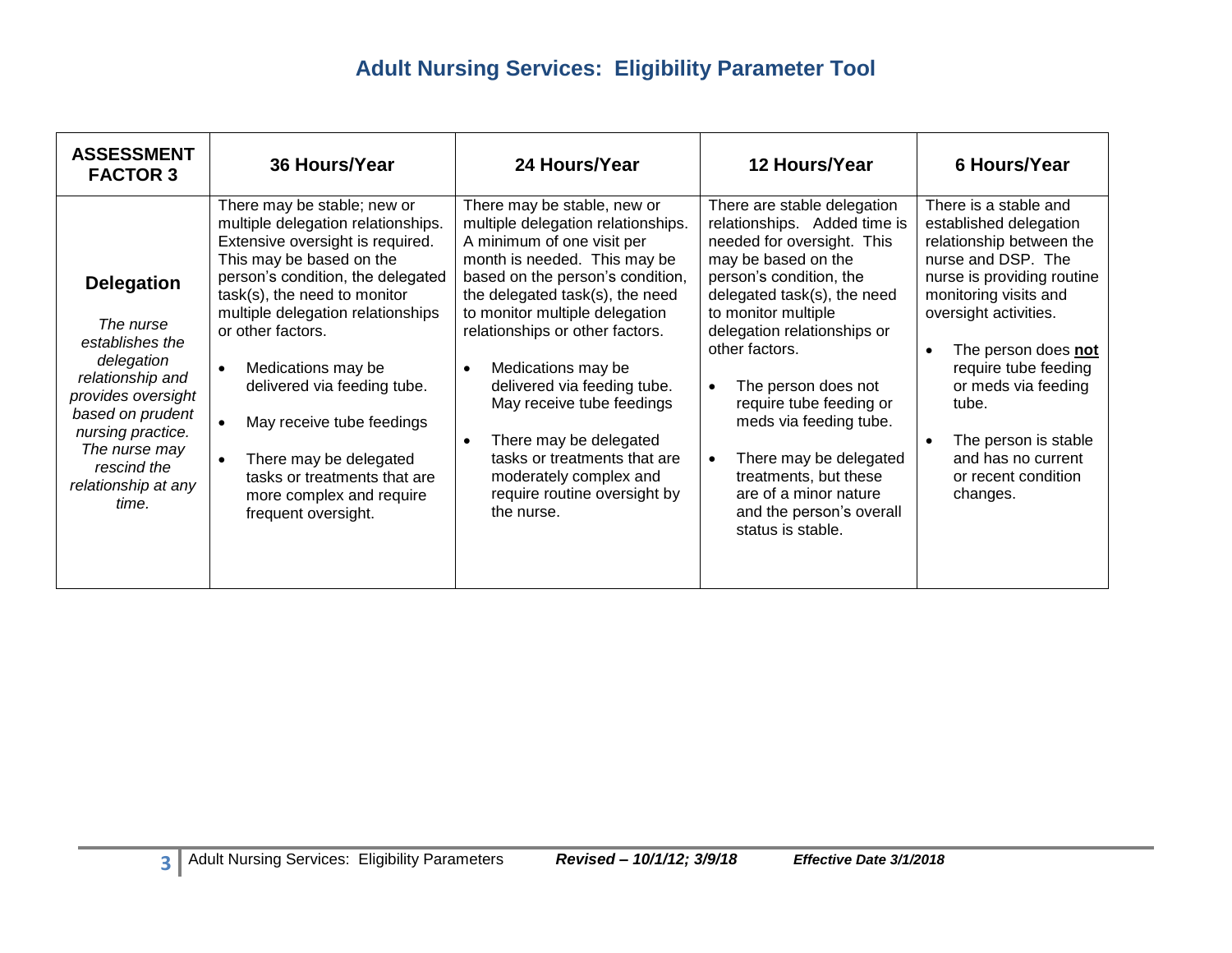# Adult Nursing Services: Eligibility Parameter Tool

| ASSESSMENT FACTOR 3 | 36 Hours/Year | 24 Hours/Year | 12 Hours/Year | 6 Hours/Year |
|---|---|---|---|---|
| **Delegation**<br><br>*The nurse establishes the delegation relationship and provides oversight based on prudent nursing practice. The nurse may rescind the relationship at any time.* | There may be stable; new or multiple delegation relationships. Extensive oversight is required. This may be based on the person's condition, the delegated task(s), the need to monitor multiple delegation relationships or other factors.<br><br>• Medications may be delivered via feeding tube.<br>• May receive tube feedings<br>• There may be delegated tasks or treatments that are more complex and require frequent oversight. | There may be stable, new or multiple delegation relationships. A minimum of one visit per month is needed. This may be based on the person's condition, the delegated task(s), the need to monitor multiple delegation relationships or other factors.<br><br>• Medications may be delivered via feeding tube. May receive tube feedings<br>• There may be delegated tasks or treatments that are moderately complex and require routine oversight by the nurse. | There are stable delegation relationships. Added time is needed for oversight. This may be based on the person's condition, the delegated task(s), the need to monitor multiple delegation relationships or other factors.<br><br>• The person does not require tube feeding or meds via feeding tube.<br>• There may be delegated treatments, but these are of a minor nature and the person's overall status is stable. | There is a stable and established delegation relationship between the nurse and DSP. The nurse is providing routine monitoring visits and oversight activities.<br><br>• The person does **not** require tube feeding or meds via feeding tube.<br>• The person is stable and has no current or recent condition changes. |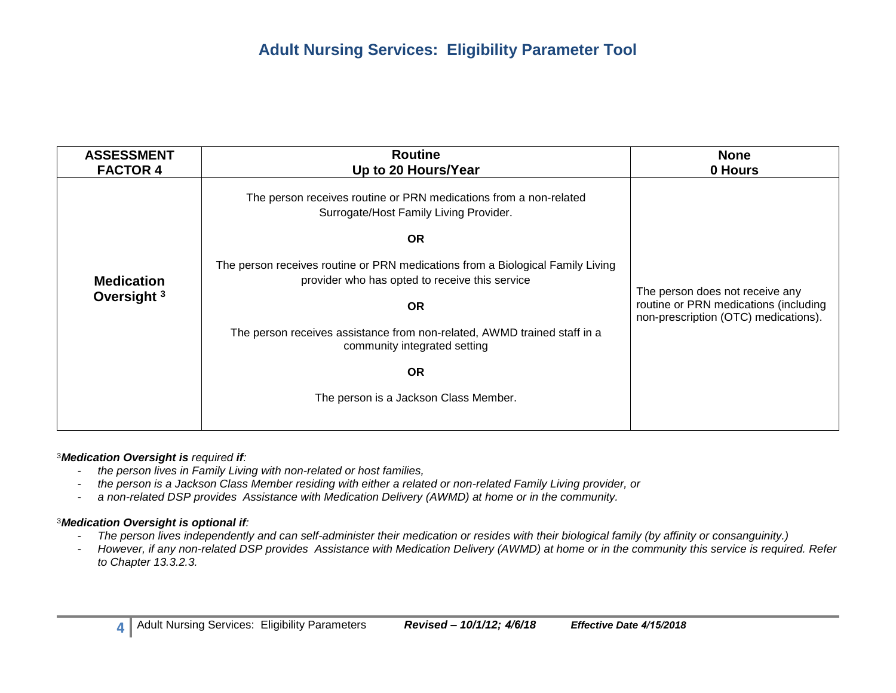# Adult Nursing Services: Eligibility Parameter Tool

| ASSESSMENT FACTOR 4 | Routine<br>Up to 20 Hours/Year | None<br>0 Hours |
|---|---|---|
| **Medication Oversight** [3] | The person receives routine or PRN medications from a non-related Surrogate/Host Family Living Provider.<br><br>**OR**<br><br>The person receives routine or PRN medications from a Biological Family Living provider who has opted to receive this service<br><br>**OR**<br><br>The person receives assistance from non-related, AWMD trained staff in a community integrated setting<br><br>**OR**<br><br>The person is a Jackson Class Member. | The person does not receive any routine or PRN medications (including non-prescription (OTC) medications). |

[3]***Medication Oversight is** required **if**:*

- *the person lives in Family Living with non-related or host families,*
- *the person is a Jackson Class Member residing with either a related or non-related Family Living provider, or*
- *a non-related DSP provides Assistance with Medication Delivery (AWMD) at home or in the community.*

[3]***Medication Oversight is optional if**:*

- *The person lives independently and can self-administer their medication or resides with their biological family (by affinity or consanguinity.)*
- *However, if any non-related DSP provides Assistance with Medication Delivery (AWMD) at home or in the community this service is required. Refer to Chapter 13.3.2.3.*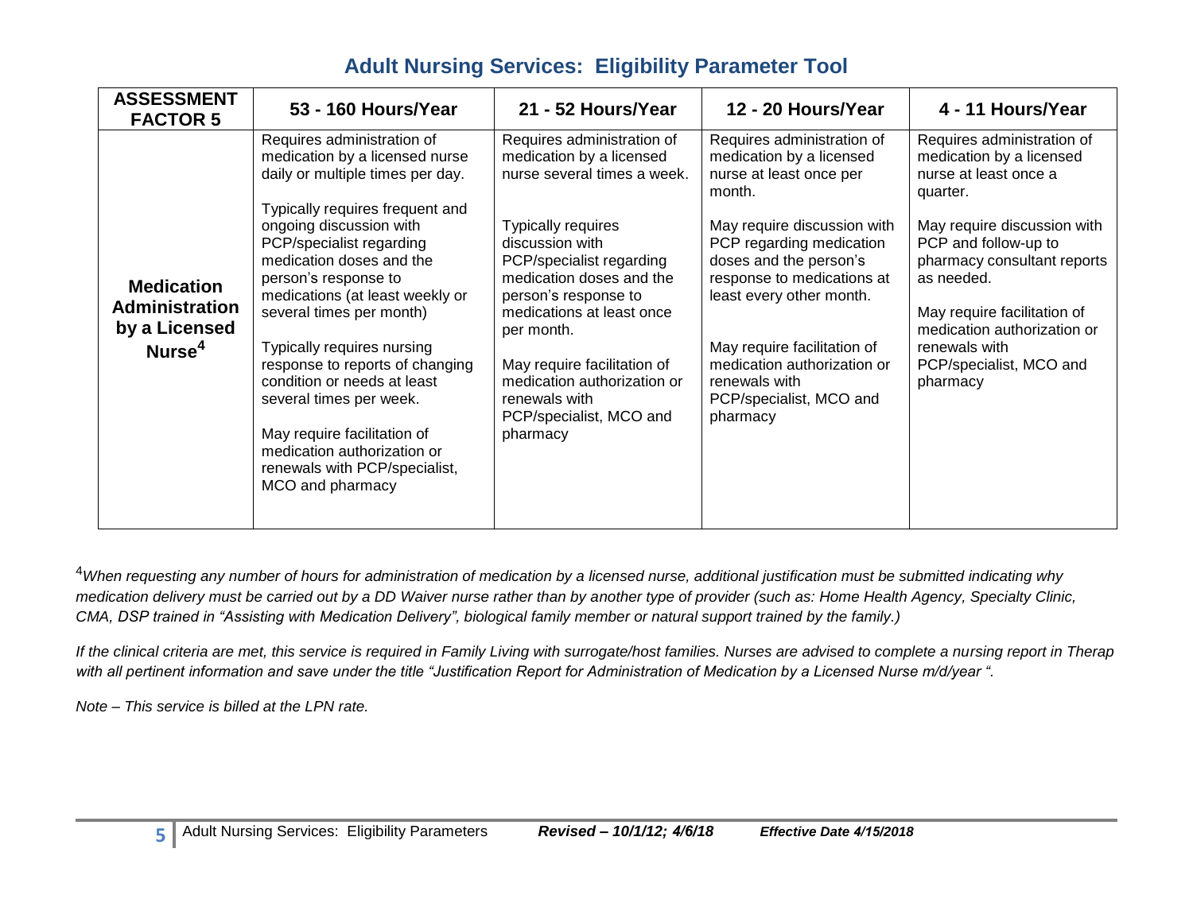## Adult Nursing Services: Eligibility Parameter Tool

| ASSESSMENT FACTOR 5 | 53 - 160 Hours/Year | 21 - 52 Hours/Year | 12 - 20 Hours/Year | 4 - 11 Hours/Year |
|---|---|---|---|---|
| **Medication Administration by a Licensed Nurse**[4] | Requires administration of medication by a licensed nurse daily or multiple times per day.<br><br>Typically requires frequent and ongoing discussion with PCP/specialist regarding medication doses and the person's response to medications (at least weekly or several times per month)<br><br>Typically requires nursing response to reports of changing condition or needs at least several times per week.<br><br>May require facilitation of medication authorization or renewals with PCP/specialist, MCO and pharmacy | Requires administration of medication by a licensed nurse several times a week.<br><br>Typically requires discussion with PCP/specialist regarding medication doses and the person's response to medications at least once per month.<br><br>May require facilitation of medication authorization or renewals with PCP/specialist, MCO and pharmacy | Requires administration of medication by a licensed nurse at least once per month.<br><br>May require discussion with PCP regarding medication doses and the person's response to medications at least every other month.<br><br>May require facilitation of medication authorization or renewals with PCP/specialist, MCO and pharmacy | Requires administration of medication by a licensed nurse at least once a quarter.<br><br>May require discussion with PCP and follow-up to pharmacy consultant reports as needed.<br><br>May require facilitation of medication authorization or renewals with PCP/specialist, MCO and pharmacy |

[4]*When requesting any number of hours for administration of medication by a licensed nurse, additional justification must be submitted indicating why medication delivery must be carried out by a DD Waiver nurse rather than by another type of provider (such as: Home Health Agency, Specialty Clinic, CMA, DSP trained in "Assisting with Medication Delivery", biological family member or natural support trained by the family.)*

*If the clinical criteria are met, this service is required in Family Living with surrogate/host families. Nurses are advised to complete a nursing report in Therap with all pertinent information and save under the title "Justification Report for Administration of Medication by a Licensed Nurse m/d/year ".*

*Note – This service is billed at the LPN rate.*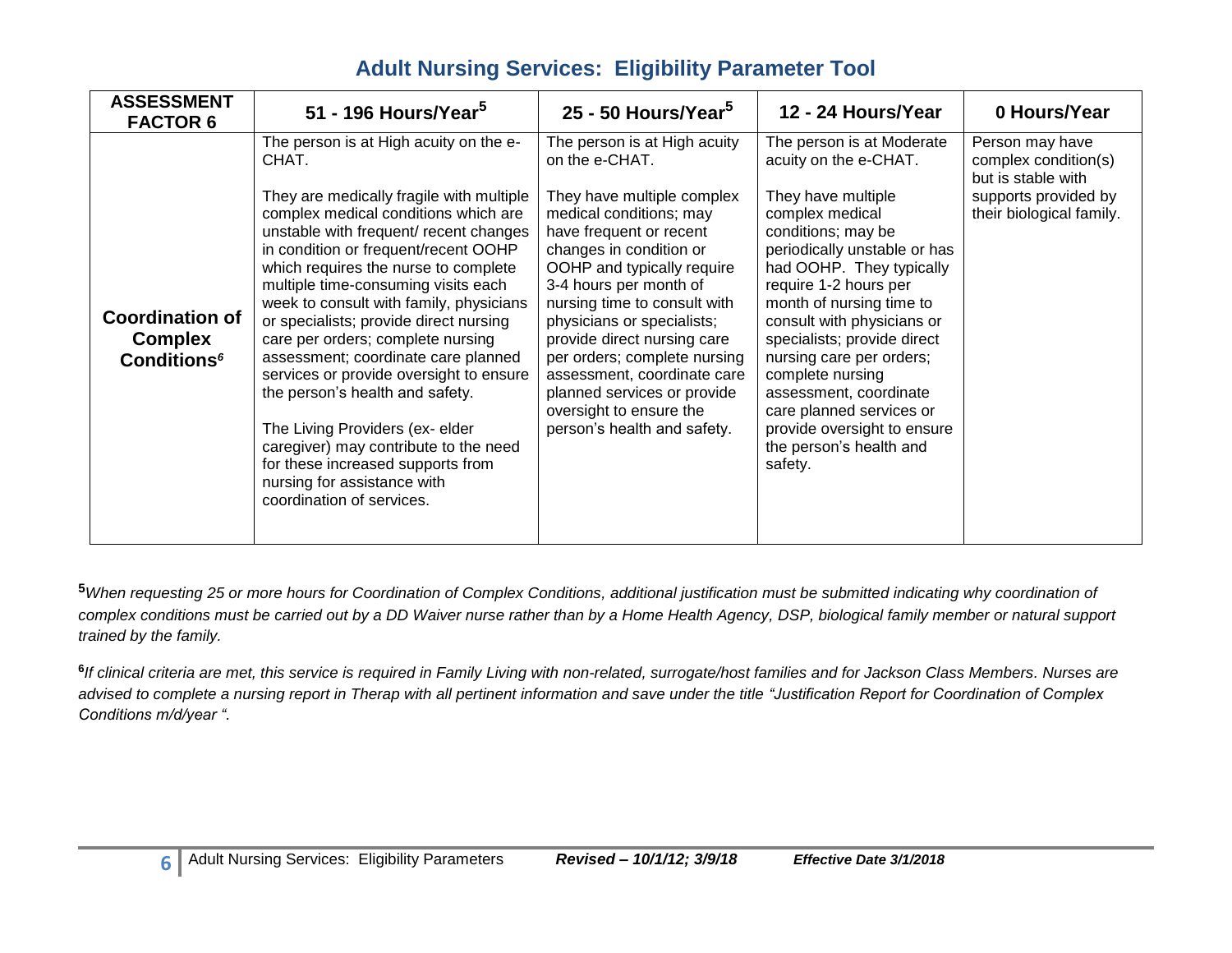## Adult Nursing Services: Eligibility Parameter Tool

| ASSESSMENT FACTOR 6 | 51 - 196 Hours/Year[5] | 25 - 50 Hours/Year[5] | 12 - 24 Hours/Year | 0 Hours/Year |
|---|---|---|---|---|
| **Coordination of Complex Conditions**[6] | The person is at High acuity on the e-CHAT.<br><br>They are medically fragile with multiple complex medical conditions which are unstable with frequent/ recent changes in condition or frequent/recent OOHP which requires the nurse to complete multiple time-consuming visits each week to consult with family, physicians or specialists; provide direct nursing care per orders; complete nursing assessment; coordinate care planned services or provide oversight to ensure the person's health and safety.<br><br>The Living Providers (ex- elder caregiver) may contribute to the need for these increased supports from nursing for assistance with coordination of services. | The person is at High acuity on the e-CHAT.<br><br>They have multiple complex medical conditions; may have frequent or recent changes in condition or OOHP and typically require 3-4 hours per month of nursing time to consult with physicians or specialists; provide direct nursing care per orders; complete nursing assessment, coordinate care planned services or provide oversight to ensure the person's health and safety. | The person is at Moderate acuity on the e-CHAT.<br><br>They have multiple complex medical conditions; may be periodically unstable or has had OOHP. They typically require 1-2 hours per month of nursing time to consult with physicians or specialists; provide direct nursing care per orders; complete nursing assessment, coordinate care planned services or provide oversight to ensure the person's health and safety. | Person may have complex condition(s) but is stable with supports provided by their biological family. |

[5]*When requesting 25 or more hours for Coordination of Complex Conditions, additional justification must be submitted indicating why coordination of complex conditions must be carried out by a DD Waiver nurse rather than by a Home Health Agency, DSP, biological family member or natural support trained by the family.*

[6]*If clinical criteria are met, this service is required in Family Living with non-related, surrogate/host families and for Jackson Class Members. Nurses are advised to complete a nursing report in Therap with all pertinent information and save under the title "Justification Report for Coordination of Complex Conditions m/d/year ".*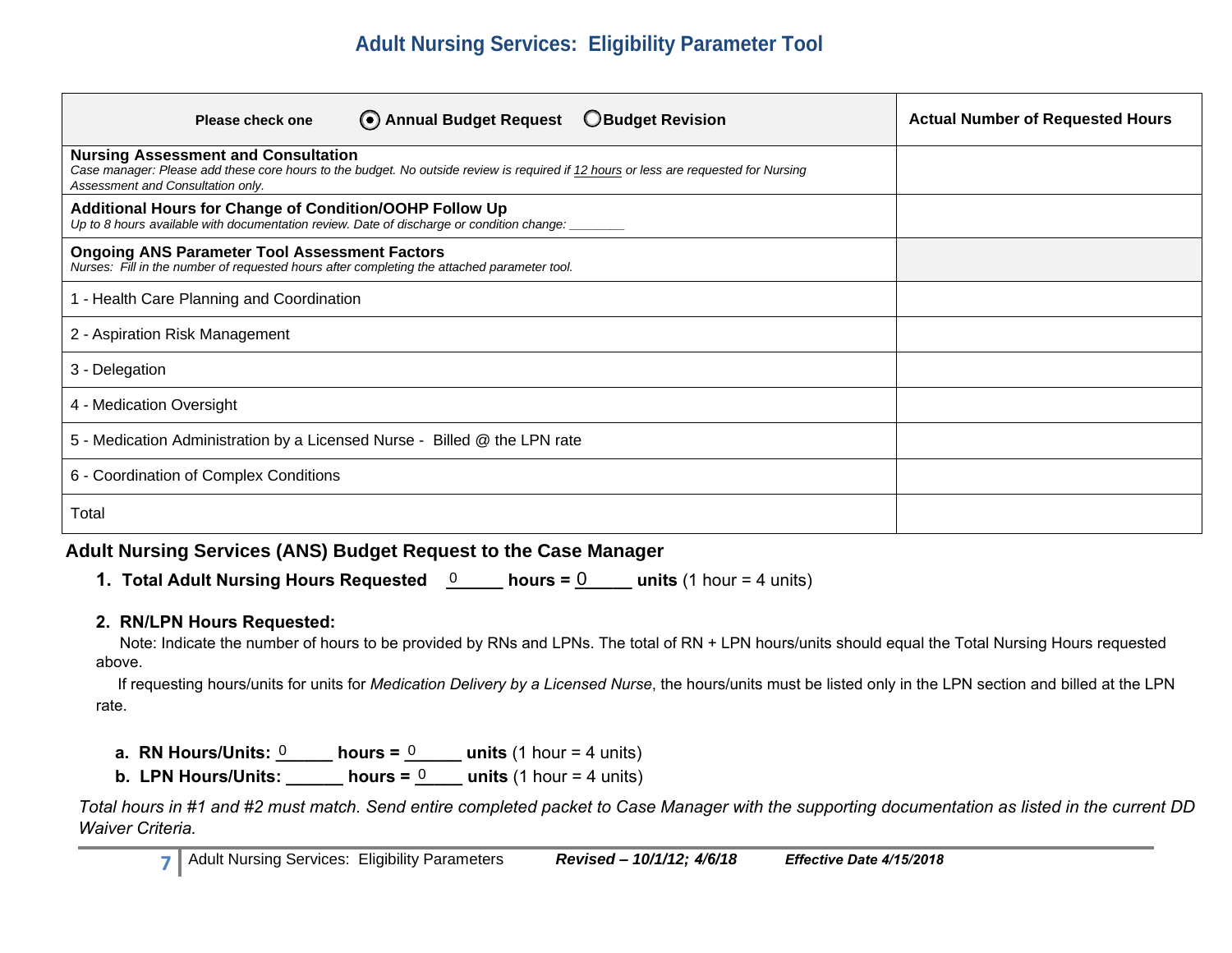# Adult Nursing Services: Eligibility Parameter Tool

| Please check one ◉ Annual Budget Request ◯ Budget Revision | Actual Number of Requested Hours |
|---|---|
| **Nursing Assessment and Consultation**<br>*Case manager: Please add these core hours to the budget. No outside review is required if 12 hours or less are requested for Nursing Assessment and Consultation only.* | |
| **Additional Hours for Change of Condition/OOHP Follow Up**<br>*Up to 8 hours available with documentation review. Date of discharge or condition change: ________* | |
| **Ongoing ANS Parameter Tool Assessment Factors**<br>*Nurses: Fill in the number of requested hours after completing the attached parameter tool.* | |
| 1 - Health Care Planning and Coordination | |
| 2 - Aspiration Risk Management | |
| 3 - Delegation | |
| 4 - Medication Oversight | |
| 5 - Medication Administration by a Licensed Nurse - Billed @ the LPN rate | |
| 6 - Coordination of Complex Conditions | |
| Total | |

## Adult Nursing Services (ANS) Budget Request to the Case Manager

1. **Total Adult Nursing Hours Requested** 0\_\_\_\_\_ **hours =** 0\_\_\_\_\_ **units** (1 hour = 4 units)

2. **RN/LPN Hours Requested:**

   Note: Indicate the number of hours to be provided by RNs and LPNs. The total of RN + LPN hours/units should equal the Total Nursing Hours requested above.

   If requesting hours/units for units for *Medication Delivery by a Licensed Nurse*, the hours/units must be listed only in the LPN section and billed at the LPN rate.

   a. **RN Hours/Units:** 0\_\_\_\_\_ **hours =** 0\_\_\_\_\_ **units** (1 hour = 4 units)

   b. **LPN Hours/Units:** \_\_\_\_\_\_ **hours =** 0\_\_\_\_\_ **units** (1 hour = 4 units)

*Total hours in #1 and #2 must match. Send entire completed packet to Case Manager with the supporting documentation as listed in the current DD Waiver Criteria.*

Adult Nursing Services: Eligibility Parameters **Revised – 10/1/12; 4/6/18** ***Effective Date 4/15/2018***